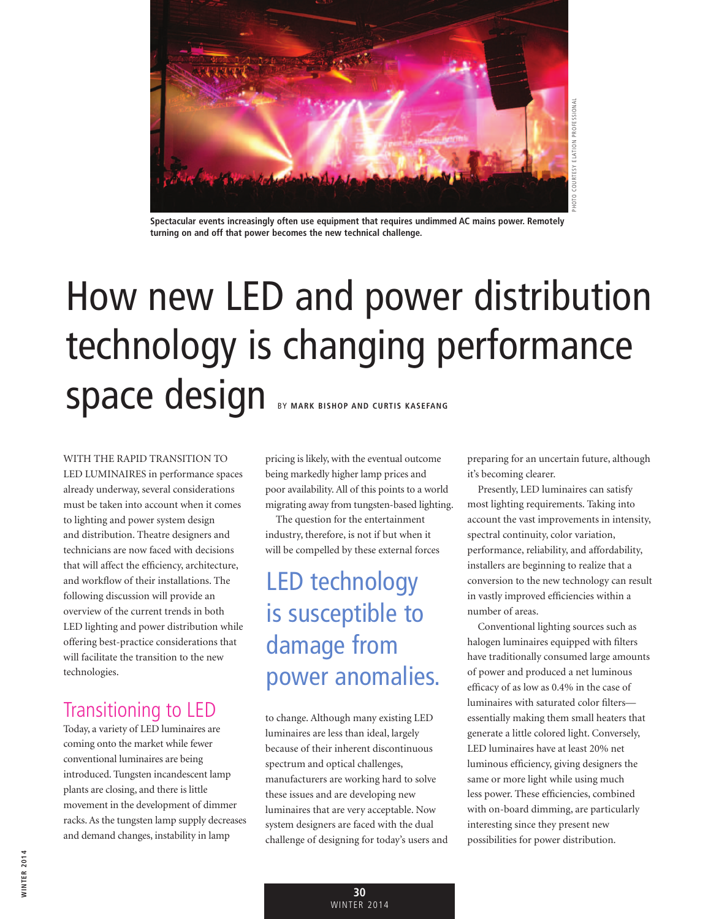Spectacular events increasingly often use equipment that requires undimmed AC mains power. Remotely turning on and off that power becomes the new technical challenge.

PHOTO COURTESY ELATION PROFESSIONAL

# How new LED and power distribution technology is changing performance space design

BY **MARK BISHOP AND CURTIS KASEFANG**

WITH THE RAPID TRANSITION TO LED LUMINAIRES in performance spaces already underway, several considerations must be taken into account when it comes to lighting and power system design and distribution. Theatre designers and technicians are now faced with decisions that will affect the efficiency, architecture, and workflow of their installations. The following discussion will provide an overview of the current trends in both LED lighting and power distribution while offering best-practice considerations that will facilitate the transition to the new technologies.

## Transitioning to LED

Today, a variety of LED luminaires are coming onto the market while fewer conventional luminaires are being introduced. Tungsten incandescent lamp plants are closing, and there is little movement in the development of dimmer racks. As the tungsten lamp supply decreases and demand changes, instability in lamp pricing is likely, with the eventual outcome being markedly higher lamp prices and poor availability. All of this points to a world migrating away from tungsten-based lighting.

The question for the entertainment industry, therefore, is not if but when it will be compelled by these external forces to change. Although many existing LED luminaires are less than ideal, largely because of their inherent discontinuous spectrum and optical challenges, manufacturers are working hard to solve these issues and are developing new luminaires that are very acceptable. Now system designers are faced with the dual challenge of designing for today's users and preparing for an uncertain future, although it's becoming clearer.

> LED technology is susceptible to damage from power anomalies.

Presently, LED luminaires can satisfy most lighting requirements. Taking into account the vast improvements in intensity, spectral continuity, color variation, performance, reliability, and affordability, installers are beginning to realize that a conversion to the new technology can result in vastly improved efficiencies within a number of areas.

Conventional lighting sources such as halogen luminaires equipped with filters have traditionally consumed large amounts of power and produced a net luminous efficacy of as low as 0.4% in the case of luminaires with saturated color filters—essentially making them small heaters that generate a little colored light. Conversely, LED luminaires have at least 20% net luminous efficiency, giving designers the same or more light while using much less power. These efficiencies, combined with on-board dimming, are particularly interesting since they present new possibilities for power distribution.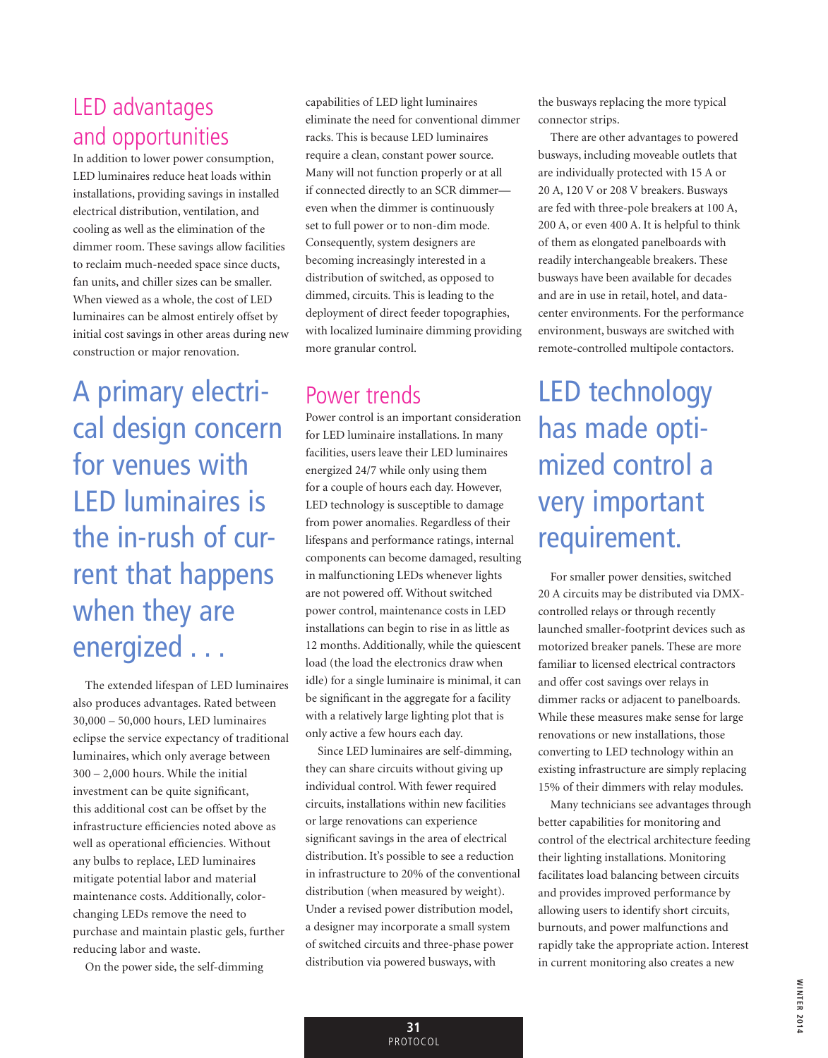## LED advantages and opportunities

In addition to lower power consumption, LED luminaires reduce heat loads within installations, providing savings in installed electrical distribution, ventilation, and cooling as well as the elimination of the dimmer room. These savings allow facilities to reclaim much-needed space since ducts, fan units, and chiller sizes can be smaller. When viewed as a whole, the cost of LED luminaires can be almost entirely offset by initial cost savings in other areas during new construction or major renovation.

> A primary electrical design concern for venues with LED luminaires is the in-rush of current that happens when they are energized . . .

The extended lifespan of LED luminaires also produces advantages. Rated between 30,000 – 50,000 hours, LED luminaires eclipse the service expectancy of traditional luminaires, which only average between 300 – 2,000 hours. While the initial investment can be quite significant, this additional cost can be offset by the infrastructure efficiencies noted above as well as operational efficiencies. Without any bulbs to replace, LED luminaires mitigate potential labor and material maintenance costs. Additionally, color-changing LEDs remove the need to purchase and maintain plastic gels, further reducing labor and waste.

On the power side, the self-dimming capabilities of LED light luminaires eliminate the need for conventional dimmer racks. This is because LED luminaires require a clean, constant power source. Many will not function properly or at all if connected directly to an SCR dimmer—even when the dimmer is continuously set to full power or to non-dim mode. Consequently, system designers are becoming increasingly interested in a distribution of switched, as opposed to dimmed, circuits. This is leading to the deployment of direct feeder topographies, with localized luminaire dimming providing more granular control.

## Power trends

Power control is an important consideration for LED luminaire installations. In many facilities, users leave their LED luminaires energized 24/7 while only using them for a couple of hours each day. However, LED technology is susceptible to damage from power anomalies. Regardless of their lifespans and performance ratings, internal components can become damaged, resulting in malfunctioning LEDs whenever lights are not powered off. Without switched power control, maintenance costs in LED installations can begin to rise in as little as 12 months. Additionally, while the quiescent load (the load the electronics draw when idle) for a single luminaire is minimal, it can be significant in the aggregate for a facility with a relatively large lighting plot that is only active a few hours each day.

Since LED luminaires are self-dimming, they can share circuits without giving up individual control. With fewer required circuits, installations within new facilities or large renovations can experience significant savings in the area of electrical distribution. It's possible to see a reduction in infrastructure to 20% of the conventional distribution (when measured by weight). Under a revised power distribution model, a designer may incorporate a small system of switched circuits and three-phase power distribution via powered busways, with the busways replacing the more typical connector strips.

There are other advantages to powered busways, including moveable outlets that are individually protected with 15 A or 20 A, 120 V or 208 V breakers. Busways are fed with three-pole breakers at 100 A, 200 A, or even 400 A. It is helpful to think of them as elongated panelboards with readily interchangeable breakers. These busways have been available for decades and are in use in retail, hotel, and data-center environments. For the performance environment, busways are switched with remote-controlled multipole contactors.

> LED technology has made optimized control a very important requirement.

For smaller power densities, switched 20 A circuits may be distributed via DMX-controlled relays or through recently launched smaller-footprint devices such as motorized breaker panels. These are more familiar to licensed electrical contractors and offer cost savings over relays in dimmer racks or adjacent to panelboards. While these measures make sense for large renovations or new installations, those converting to LED technology within an existing infrastructure are simply replacing 15% of their dimmers with relay modules.

Many technicians see advantages through better capabilities for monitoring and control of the electrical architecture feeding their lighting installations. Monitoring facilitates load balancing between circuits and provides improved performance by allowing users to identify short circuits, burnouts, and power malfunctions and rapidly take the appropriate action. Interest in current monitoring also creates a new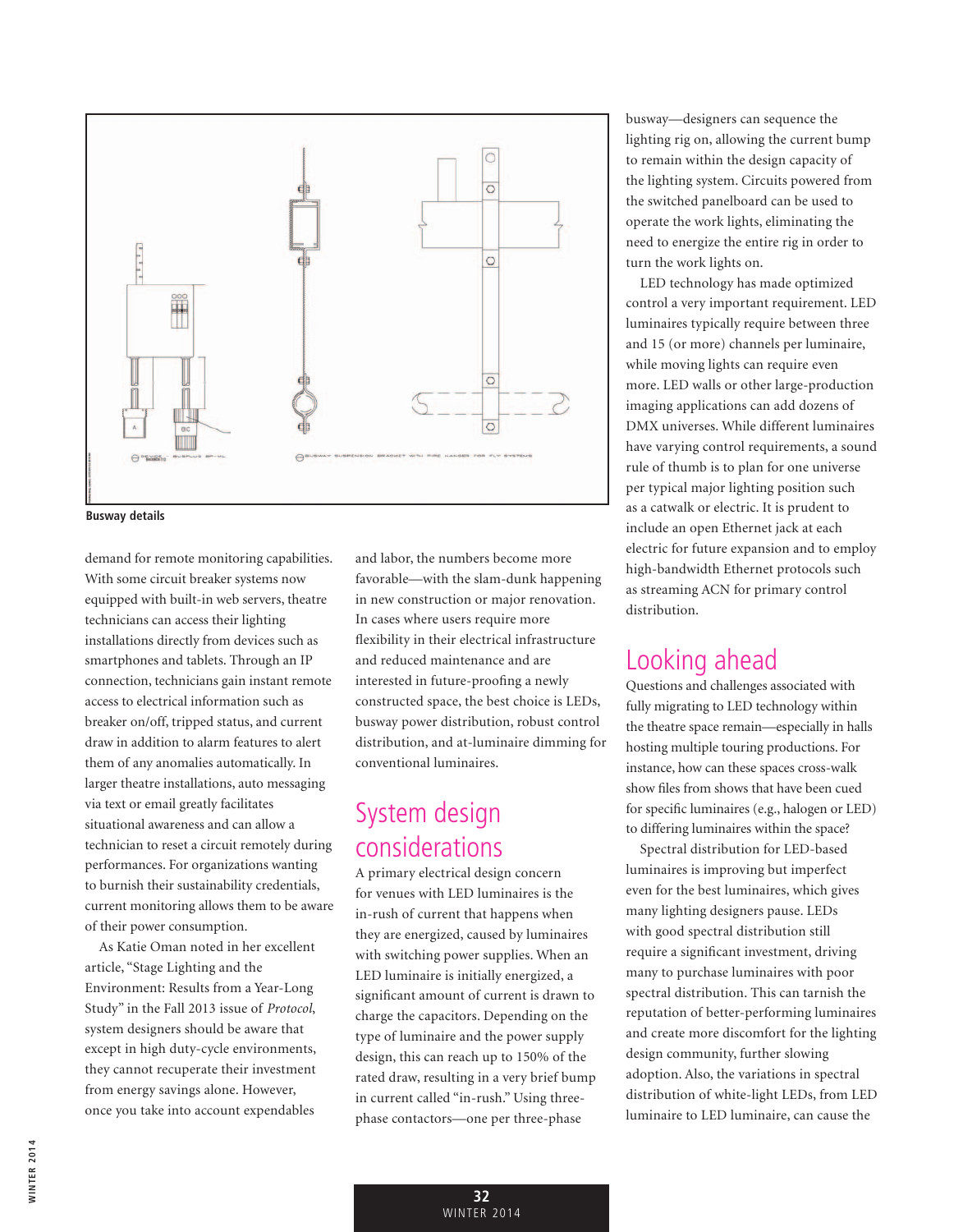Busway details

demand for remote monitoring capabilities. With some circuit breaker systems now equipped with built-in web servers, theatre technicians can access their lighting installations directly from devices such as smartphones and tablets. Through an IP connection, technicians gain instant remote access to electrical information such as breaker on/off, tripped status, and current draw in addition to alarm features to alert them of any anomalies automatically. In larger theatre installations, auto messaging via text or email greatly facilitates situational awareness and can allow a technician to reset a circuit remotely during performances. For organizations wanting to burnish their sustainability credentials, current monitoring allows them to be aware of their power consumption.

As Katie Oman noted in her excellent article, "Stage Lighting and the Environment: Results from a Year-Long Study" in the Fall 2013 issue of *Protocol*, system designers should be aware that except in high duty-cycle environments, they cannot recuperate their investment from energy savings alone. However, once you take into account expendables and labor, the numbers become more favorable—with the slam-dunk happening in new construction or major renovation. In cases where users require more flexibility in their electrical infrastructure and reduced maintenance and are interested in future-proofing a newly constructed space, the best choice is LEDs, busway power distribution, robust control distribution, and at-luminaire dimming for conventional luminaires.

## System design considerations

A primary electrical design concern for venues with LED luminaires is the in-rush of current that happens when they are energized, caused by luminaires with switching power supplies. When an LED luminaire is initially energized, a significant amount of current is drawn to charge the capacitors. Depending on the type of luminaire and the power supply design, this can reach up to 150% of the rated draw, resulting in a very brief bump in current called "in-rush." Using three-phase contactors—one per three-phase busway—designers can sequence the lighting rig on, allowing the current bump to remain within the design capacity of the lighting system. Circuits powered from the switched panelboard can be used to operate the work lights, eliminating the need to energize the entire rig in order to turn the work lights on.

LED technology has made optimized control a very important requirement. LED luminaires typically require between three and 15 (or more) channels per luminaire, while moving lights can require even more. LED walls or other large-production imaging applications can add dozens of DMX universes. While different luminaires have varying control requirements, a sound rule of thumb is to plan for one universe per typical major lighting position such as a catwalk or electric. It is prudent to include an open Ethernet jack at each electric for future expansion and to employ high-bandwidth Ethernet protocols such as streaming ACN for primary control distribution.

## Looking ahead

Questions and challenges associated with fully migrating to LED technology within the theatre space remain—especially in halls hosting multiple touring productions. For instance, how can these spaces cross-walk show files from shows that have been cued for specific luminaires (e.g., halogen or LED) to differing luminaires within the space?

Spectral distribution for LED-based luminaires is improving but imperfect even for the best luminaires, which gives many lighting designers pause. LEDs with good spectral distribution still require a significant investment, driving many to purchase luminaires with poor spectral distribution. This can tarnish the reputation of better-performing luminaires and create more discomfort for the lighting design community, further slowing adoption. Also, the variations in spectral distribution of white-light LEDs, from LED luminaire to LED luminaire, can cause the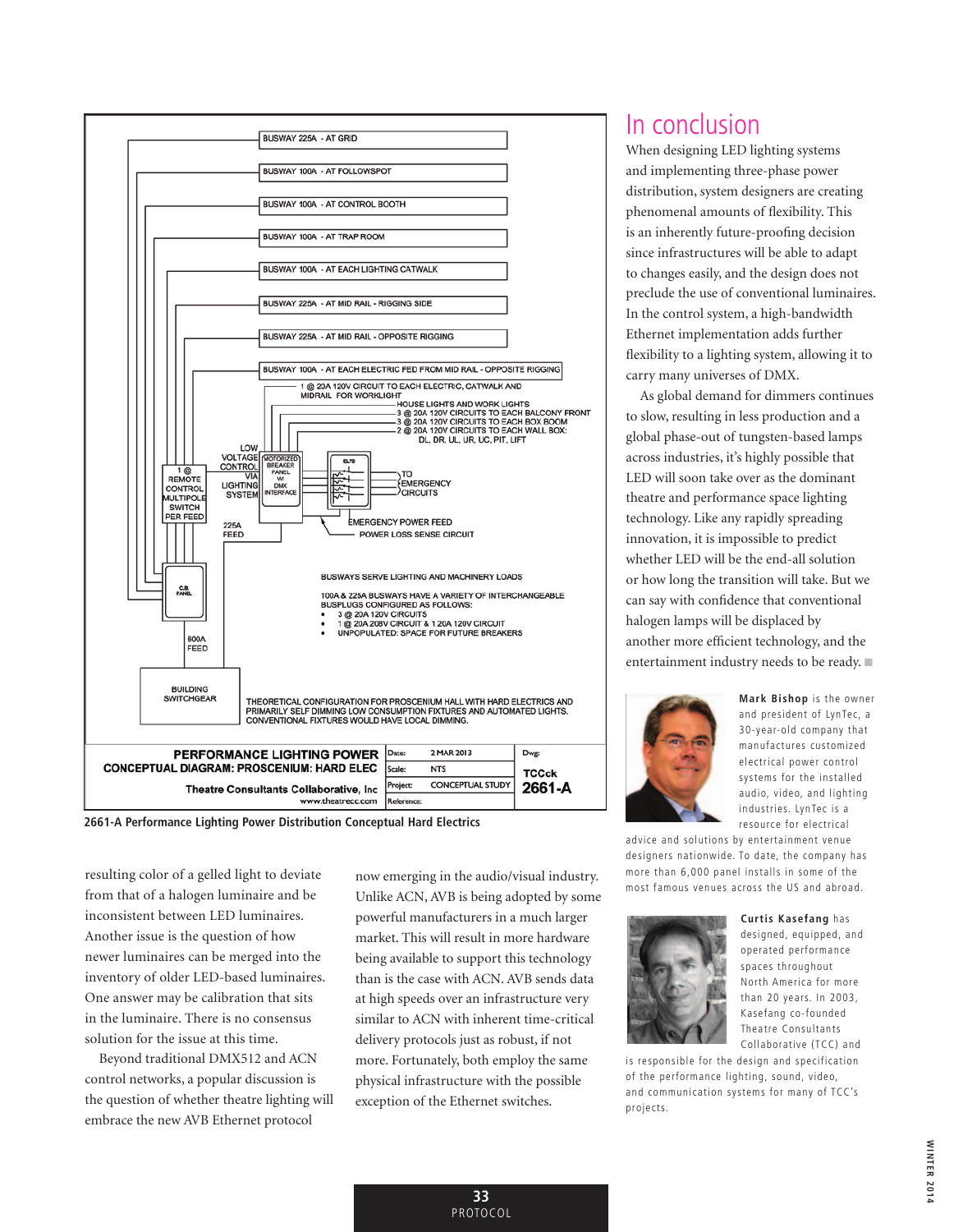BUSWAY 225A - AT GRID

BUSWAY 100A - AT FOLLOWSPOT

BUSWAY 100A - AT CONTROL BOOTH

BUSWAY 100A - AT TRAP ROOM

BUSWAY 100A - AT EACH LIGHTING CATWALK

BUSWAY 225A - AT MID RAIL - RIGGING SIDE

BUSWAY 225A - AT MID RAIL - OPPOSITE RIGGING

BUSWAY 100A - AT EACH ELECTRIC FED FROM MID RAIL - OPPOSITE RIGGING

1 @ 20A 120V CIRCUIT TO EACH ELECTRIC, CATWALK AND MIDRAIL FOR WORKLIGHT

HOUSE LIGHTS AND WORK LIGHTS

3 @ 20A 120V CIRCUITS TO EACH BALCONY FRONT

3 @ 20A 120V CIRCUITS TO EACH BOX BOOM

2 @ 20A 120V CIRCUITS TO EACH WALL BOX: DL, DR, UL, UR, UC, PIT, LIFT

1 @ REMOTE CONTROL MULTIPOLE SWITCH PER FEED

LOW VOLTAGE CONTROL VIA LIGHTING SYSTEM

MOTORIZED BREAKER PANEL W/ DMX INTERFACE

ELTS

TO EMERGENCY CIRCUITS

225A FEED

EMERGENCY POWER FEED

POWER LOSS SENSE CIRCUIT

C.B. PANEL

800A FEED

BUILDING SWITCHGEAR

BUSWAYS SERVE LIGHTING AND MACHINERY LOADS

100A & 225A BUSWAYS HAVE A VARIETY OF INTERCHANGEABLE BUSPLUGS CONFIGURED AS FOLLOWS:

- 3 @ 20A 120V CIRCUITS
- 1 @ 20A 208V CIRCUIT & 1 20A 120V CIRCUIT
- UNPOPULATED: SPACE FOR FUTURE BREAKERS

THEORETICAL CONFIGURATION FOR PROSCENIUM HALL WITH HARD ELECTRICS AND PRIMARILY SELF DIMMING LOW CONSUMPTION FIXTURES AND AUTOMATED LIGHTS. CONVENTIONAL FIXTURES WOULD HAVE LOCAL DIMMING.

PERFORMANCE LIGHTING POWER

CONCEPTUAL DIAGRAM: PROSCENIUM: HARD ELEC

Theatre Consultants Collaborative, Inc

www.theatrecc.com

Date: 2 MAR 2013

Scale: NTS

Project: CONCEPTUAL STUDY

Reference:

Dwg: TCCck 2661-A

**2661-A Performance Lighting Power Distribution Conceptual Hard Electrics**

resulting color of a gelled light to deviate from that of a halogen luminaire and be inconsistent between LED luminaires. Another issue is the question of how newer luminaires can be merged into the inventory of older LED-based luminaires. One answer may be calibration that sits in the luminaire. There is no consensus solution for the issue at this time.

Beyond traditional DMX512 and ACN control networks, a popular discussion is the question of whether theatre lighting will embrace the new AVB Ethernet protocol now emerging in the audio/visual industry. Unlike ACN, AVB is being adopted by some powerful manufacturers in a much larger market. This will result in more hardware being available to support this technology than is the case with ACN. AVB sends data at high speeds over an infrastructure very similar to ACN with inherent time-critical delivery protocols just as robust, if not more. Fortunately, both employ the same physical infrastructure with the possible exception of the Ethernet switches.

## In conclusion

When designing LED lighting systems and implementing three-phase power distribution, system designers are creating phenomenal amounts of flexibility. This is an inherently future-proofing decision since infrastructures will be able to adapt to changes easily, and the design does not preclude the use of conventional luminaires. In the control system, a high-bandwidth Ethernet implementation adds further flexibility to a lighting system, allowing it to carry many universes of DMX.

As global demand for dimmers continues to slow, resulting in less production and a global phase-out of tungsten-based lamps across industries, it's highly possible that LED will soon take over as the dominant theatre and performance space lighting technology. Like any rapidly spreading innovation, it is impossible to predict whether LED will be the end-all solution or how long the transition will take. But we can say with confidence that conventional halogen lamps will be displaced by another more efficient technology, and the entertainment industry needs to be ready. ■

**Mark Bishop** is the owner and president of LynTec, a 30-year-old company that manufactures customized electrical power control systems for the installed audio, video, and lighting industries. LynTec is a resource for electrical advice and solutions by entertainment venue designers nationwide. To date, the company has more than 6,000 panel installs in some of the most famous venues across the US and abroad.

**Curtis Kasefang** has designed, equipped, and operated performance spaces throughout North America for more than 20 years. In 2003, Kasefang co-founded Theatre Consultants Collaborative (TCC) and is responsible for the design and specification of the performance lighting, sound, video, and communication systems for many of TCC's projects.